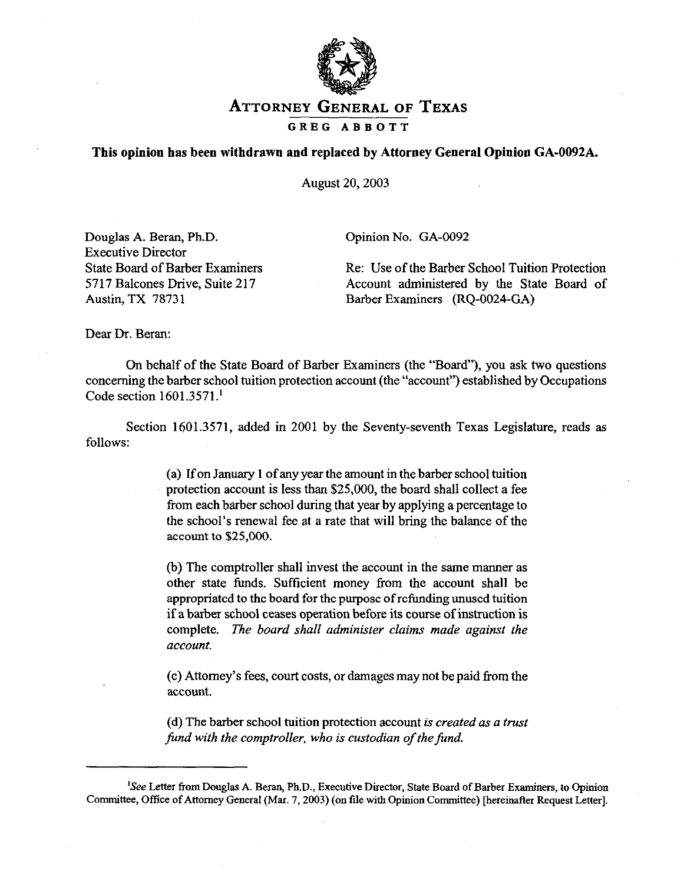# ATTORNEY GENERAL OF TEXAS

## GREG ABBOTT

**This opinion has been withdrawn and replaced by Attorney General Opinion GA-0092A.**

August 20, 2003

Douglas A. Beran, Ph.D.
Executive Director
State Board of Barber Examiners
5717 Balcones Drive, Suite 217
Austin, TX 78731

Opinion No. GA-0092

Re: Use of the Barber School Tuition Protection Account administered by the State Board of Barber Examiners (RQ-0024-GA)

Dear Dr. Beran:

On behalf of the State Board of Barber Examiners (the "Board"), you ask two questions concerning the barber school tuition protection account (the "account") established by Occupations Code section 1601.3571.[1]

Section 1601.3571, added in 2001 by the Seventy-seventh Texas Legislature, reads as follows:

> (a) If on January 1 of any year the amount in the barber school tuition protection account is less than $25,000, the board shall collect a fee from each barber school during that year by applying a percentage to the school's renewal fee at a rate that will bring the balance of the account to $25,000.
>
> (b) The comptroller shall invest the account in the same manner as other state funds. Sufficient money from the account shall be appropriated to the board for the purpose of refunding unused tuition if a barber school ceases operation before its course of instruction is complete. *The board shall administer claims made against the account.*
>
> (c) Attorney's fees, court costs, or damages may not be paid from the account.
>
> (d) The barber school tuition protection account *is created as a trust fund with the comptroller, who is custodian of the fund.*

---

[1]*See* Letter from Douglas A. Beran, Ph.D., Executive Director, State Board of Barber Examiners, to Opinion Committee, Office of Attorney General (Mar. 7, 2003) (on file with Opinion Committee) [hereinafter Request Letter].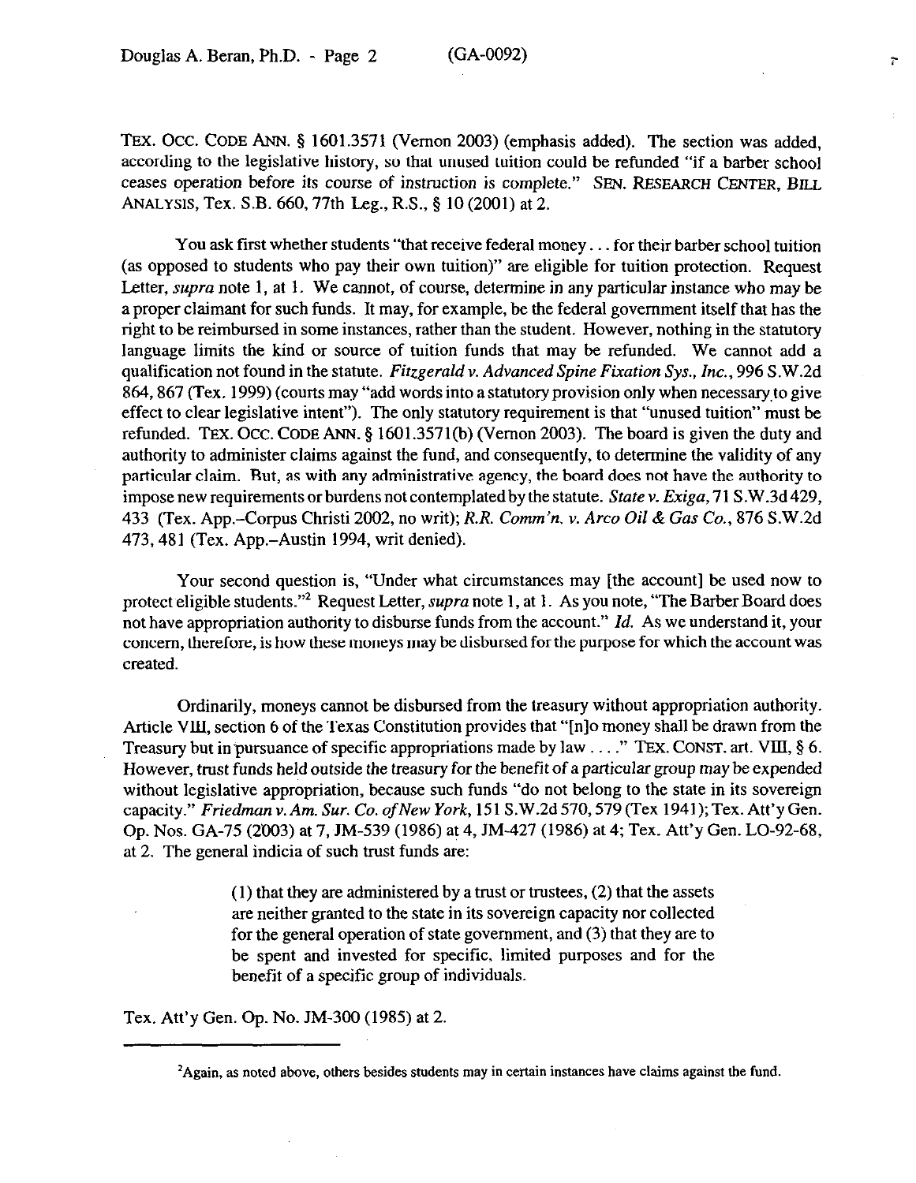TEX. OCC. CODE ANN. § 1601.3571 (Vernon 2003) (emphasis added). The section was added, according to the legislative history, so that unused tuition could be refunded "if a barber school ceases operation before its course of instruction is complete." SEN. RESEARCH CENTER, BILL ANALYSIS, Tex. S.B. 660, 77th Leg., R.S., § 10 (2001) at 2.

You ask first whether students "that receive federal money . . . for their barber school tuition (as opposed to students who pay their own tuition)" are eligible for tuition protection. Request Letter, *supra* note 1, at 1. We cannot, of course, determine in any particular instance who may be a proper claimant for such funds. It may, for example, be the federal government itself that has the right to be reimbursed in some instances, rather than the student. However, nothing in the statutory language limits the kind or source of tuition funds that may be refunded. We cannot add a qualification not found in the statute. *Fitzgerald v. Advanced Spine Fixation Sys., Inc.*, 996 S.W.2d 864, 867 (Tex. 1999) (courts may "add words into a statutory provision only when necessary to give effect to clear legislative intent"). The only statutory requirement is that "unused tuition" must be refunded. TEX. OCC. CODE ANN. § 1601.3571(b) (Vernon 2003). The board is given the duty and authority to administer claims against the fund, and consequently, to determine the validity of any particular claim. But, as with any administrative agency, the board does not have the authority to impose new requirements or burdens not contemplated by the statute. *State v. Exiga*, 71 S.W.3d 429, 433 (Tex. App.–Corpus Christi 2002, no writ); *R.R. Comm'n. v. Arco Oil & Gas Co.*, 876 S.W.2d 473, 481 (Tex. App.–Austin 1994, writ denied).

Your second question is, "Under what circumstances may [the account] be used now to protect eligible students."[2] Request Letter, *supra* note 1, at 1. As you note, "The Barber Board does not have appropriation authority to disburse funds from the account." *Id.* As we understand it, your concern, therefore, is how these moneys may be disbursed for the purpose for which the account was created.

Ordinarily, moneys cannot be disbursed from the treasury without appropriation authority. Article VIII, section 6 of the Texas Constitution provides that "[n]o money shall be drawn from the Treasury but in pursuance of specific appropriations made by law . . . ." TEX. CONST. art. VIII, § 6. However, trust funds held outside the treasury for the benefit of a particular group may be expended without legislative appropriation, because such funds "do not belong to the state in its sovereign capacity." *Friedman v. Am. Sur. Co. of New York*, 151 S.W.2d 570, 579 (Tex 1941); Tex. Att'y Gen. Op. Nos. GA-75 (2003) at 7, JM-539 (1986) at 4, JM-427 (1986) at 4; Tex. Att'y Gen. LO-92-68, at 2. The general indicia of such trust funds are:

> (1) that they are administered by a trust or trustees, (2) that the assets are neither granted to the state in its sovereign capacity nor collected for the general operation of state government, and (3) that they are to be spent and invested for specific, limited purposes and for the benefit of a specific group of individuals.

Tex. Att'y Gen. Op. No. JM-300 (1985) at 2.

---

[2]Again, as noted above, others besides students may in certain instances have claims against the fund.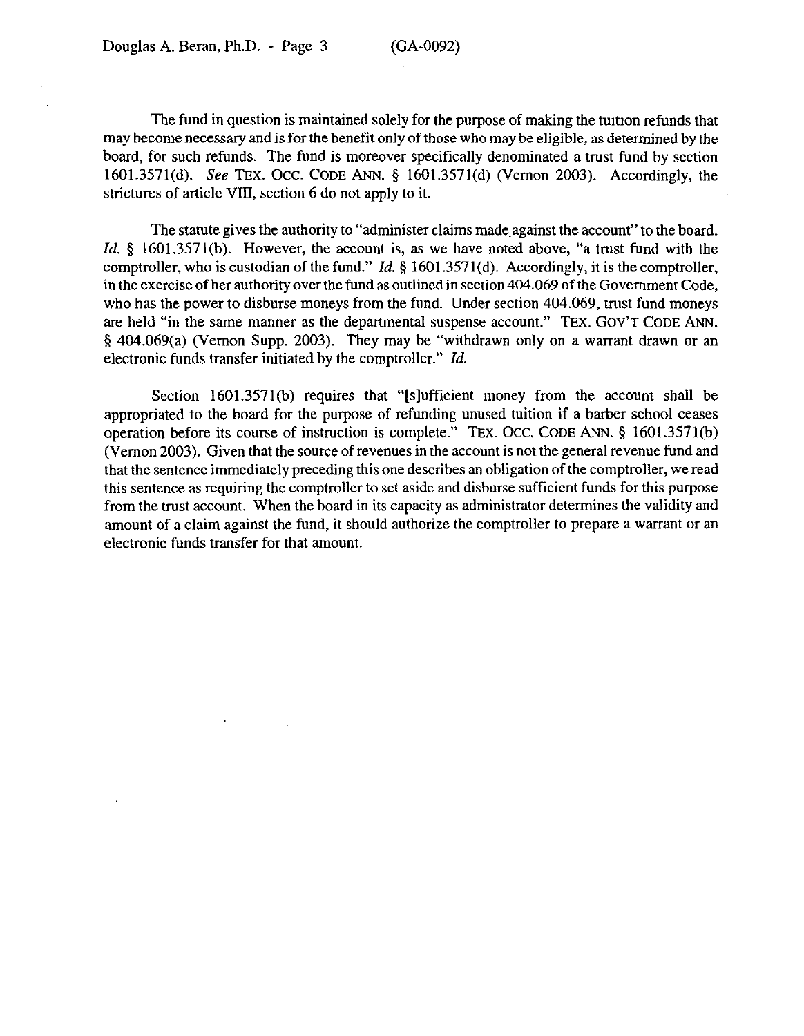The fund in question is maintained solely for the purpose of making the tuition refunds that may become necessary and is for the benefit only of those who may be eligible, as determined by the board, for such refunds. The fund is moreover specifically denominated a trust fund by section 1601.3571(d). *See* TEX. OCC. CODE ANN. § 1601.3571(d) (Vernon 2003). Accordingly, the strictures of article VIII, section 6 do not apply to it.

The statute gives the authority to "administer claims made against the account" to the board. *Id.* § 1601.3571(b). However, the account is, as we have noted above, "a trust fund with the comptroller, who is custodian of the fund." *Id.* § 1601.3571(d). Accordingly, it is the comptroller, in the exercise of her authority over the fund as outlined in section 404.069 of the Government Code, who has the power to disburse moneys from the fund. Under section 404.069, trust fund moneys are held "in the same manner as the departmental suspense account." TEX. GOV'T CODE ANN. § 404.069(a) (Vernon Supp. 2003). They may be "withdrawn only on a warrant drawn or an electronic funds transfer initiated by the comptroller." *Id.*

Section 1601.3571(b) requires that "[s]ufficient money from the account shall be appropriated to the board for the purpose of refunding unused tuition if a barber school ceases operation before its course of instruction is complete." TEX. OCC. CODE ANN. § 1601.3571(b) (Vernon 2003). Given that the source of revenues in the account is not the general revenue fund and that the sentence immediately preceding this one describes an obligation of the comptroller, we read this sentence as requiring the comptroller to set aside and disburse sufficient funds for this purpose from the trust account. When the board in its capacity as administrator determines the validity and amount of a claim against the fund, it should authorize the comptroller to prepare a warrant or an electronic funds transfer for that amount.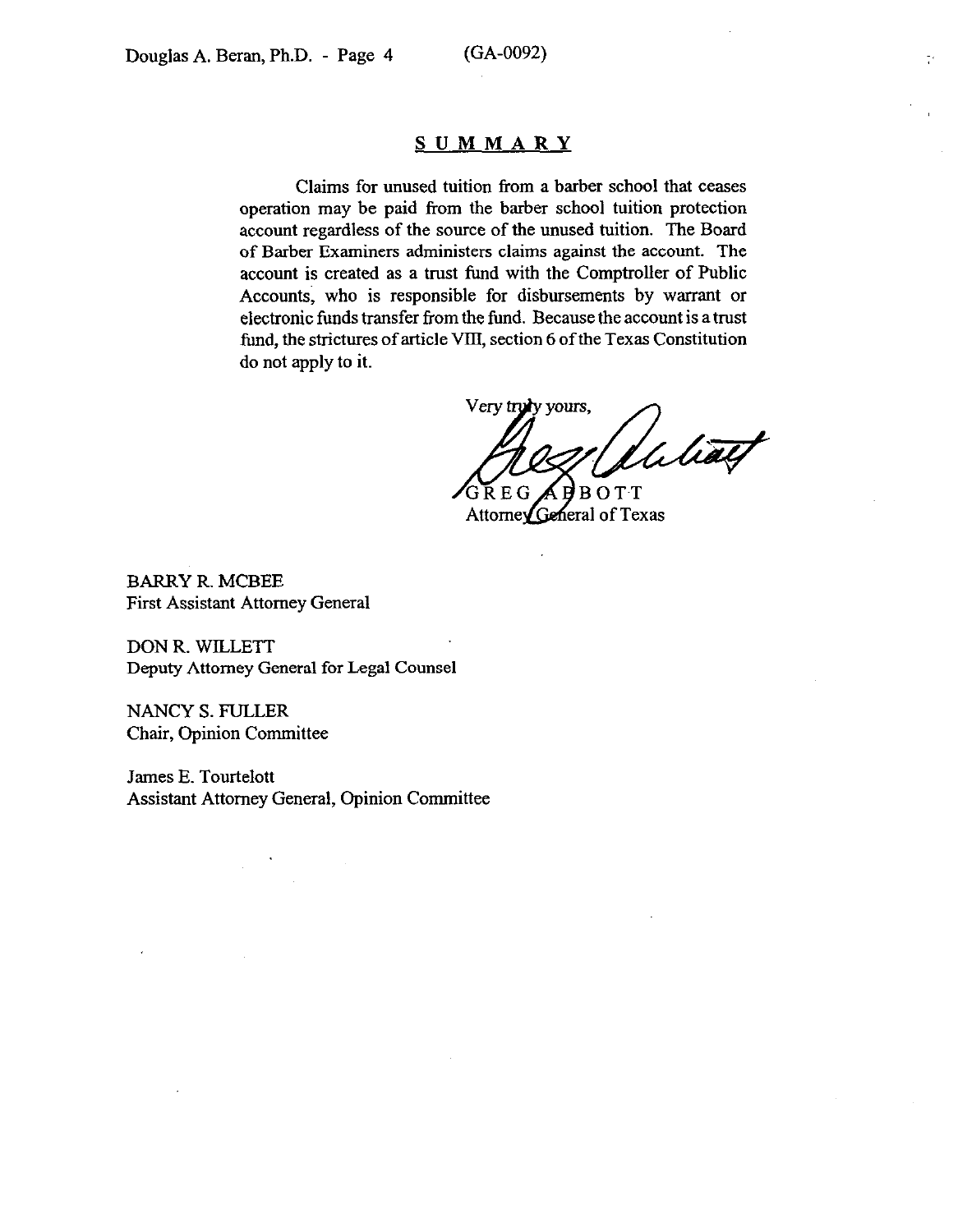## SUMMARY

Claims for unused tuition from a barber school that ceases operation may be paid from the barber school tuition protection account regardless of the source of the unused tuition. The Board of Barber Examiners administers claims against the account. The account is created as a trust fund with the Comptroller of Public Accounts, who is responsible for disbursements by warrant or electronic funds transfer from the fund. Because the account is a trust fund, the strictures of article VIII, section 6 of the Texas Constitution do not apply to it.

Very truly yours,

GREG ABBOTT
Attorney General of Texas

BARRY R. MCBEE
First Assistant Attorney General

DON R. WILLETT
Deputy Attorney General for Legal Counsel

NANCY S. FULLER
Chair, Opinion Committee

James E. Tourtelott
Assistant Attorney General, Opinion Committee